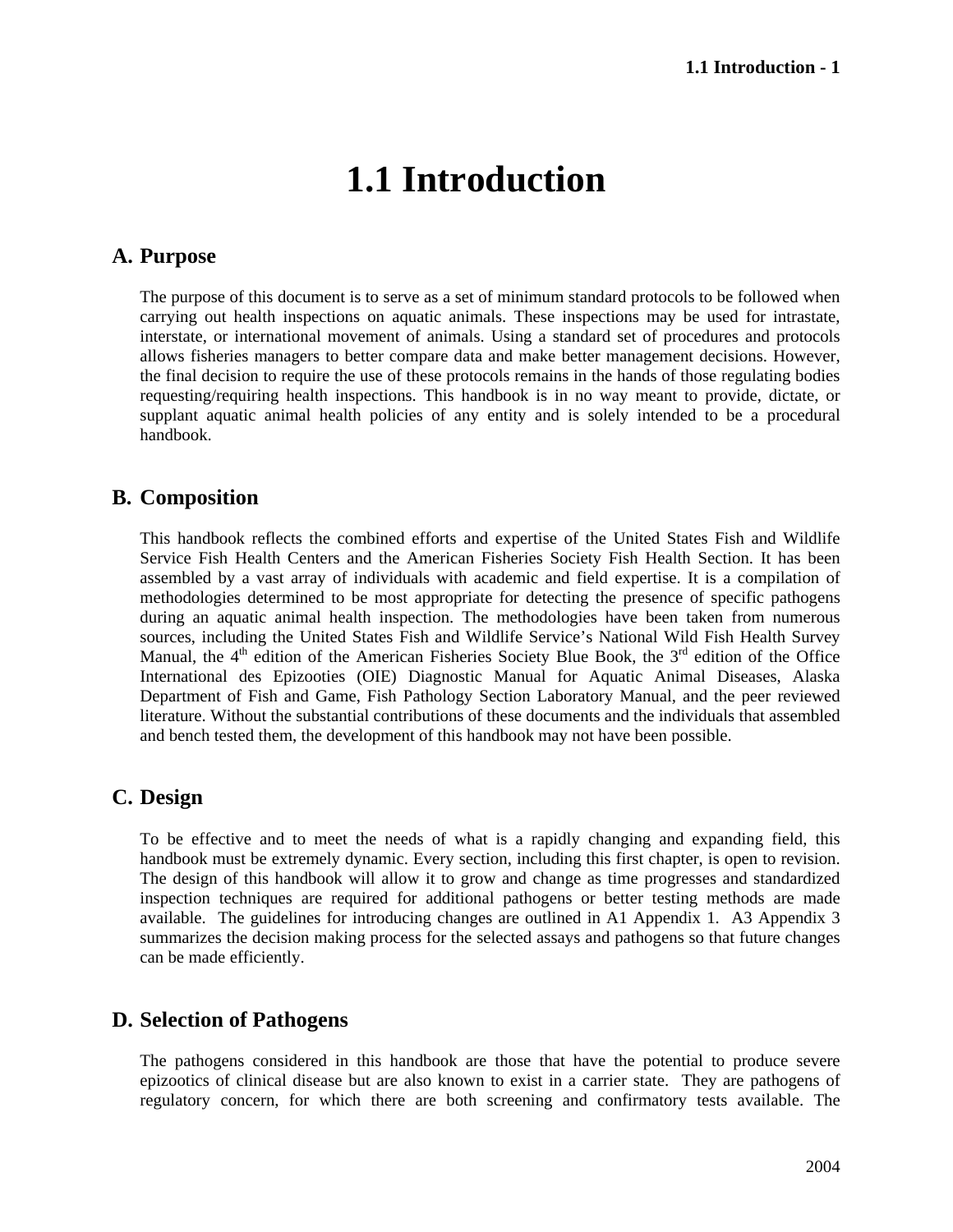# 1.1 Introduction

## A. Purpose

The purpose of this document is to serve as a set of minimum standard protocols to be followed when carrying out health inspections on aquatic animals. These inspections may be used for intrastate, interstate, or international movement of animals. Using a standard set of procedures and protocols allows fisheries managers to better compare data and make better management decisions. However, the final decision to require the use of these protocols remains in the hands of those regulating bodies requesting/requiring health inspections. This handbook is in no way meant to provide, dictate, or supplant aquatic animal health policies of any entity and is solely intended to be a procedural handbook.

## B. Composition

This handbook reflects the combined efforts and expertise of the United States Fish and Wildlife Service Fish Health Centers and the American Fisheries Society Fish Health Section. It has been assembled by a vast array of individuals with academic and field expertise. It is a compilation of methodologies determined to be most appropriate for detecting the presence of specific pathogens during an aquatic animal health inspection. The methodologies have been taken from numerous sources, including the United States Fish and Wildlife Service's National Wild Fish Health Survey Manual, the 4th edition of the American Fisheries Society Blue Book, the 3rd edition of the Office International des Epizooties (OIE) Diagnostic Manual for Aquatic Animal Diseases, Alaska Department of Fish and Game, Fish Pathology Section Laboratory Manual, and the peer reviewed literature. Without the substantial contributions of these documents and the individuals that assembled and bench tested them, the development of this handbook may not have been possible.

## C. Design

To be effective and to meet the needs of what is a rapidly changing and expanding field, this handbook must be extremely dynamic. Every section, including this first chapter, is open to revision. The design of this handbook will allow it to grow and change as time progresses and standardized inspection techniques are required for additional pathogens or better testing methods are made available. The guidelines for introducing changes are outlined in A1 Appendix 1. A3 Appendix 3 summarizes the decision making process for the selected assays and pathogens so that future changes can be made efficiently.

## D. Selection of Pathogens

The pathogens considered in this handbook are those that have the potential to produce severe epizootics of clinical disease but are also known to exist in a carrier state. They are pathogens of regulatory concern, for which there are both screening and confirmatory tests available. The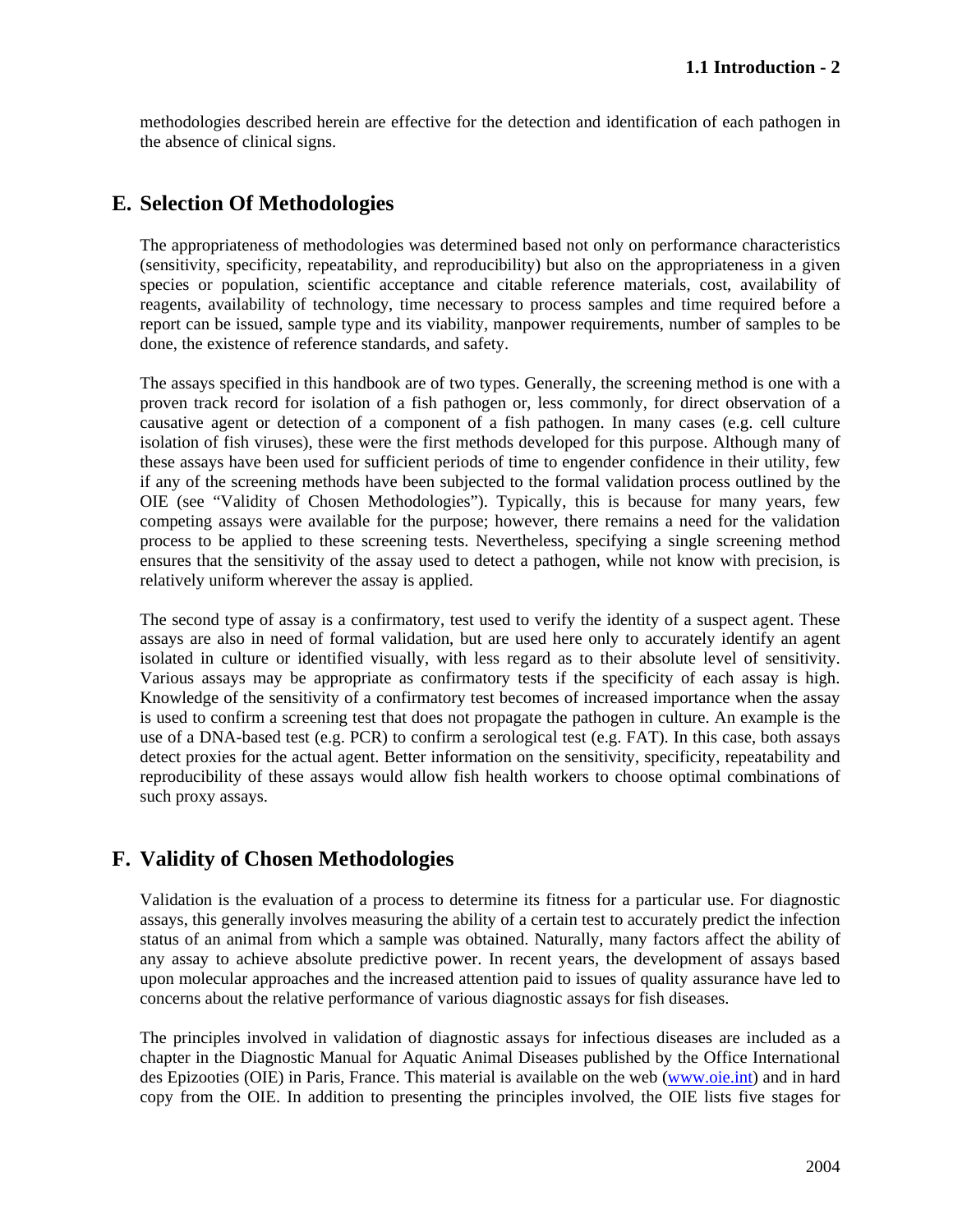methodologies described herein are effective for the detection and identification of each pathogen in the absence of clinical signs.

## E. Selection Of Methodologies

The appropriateness of methodologies was determined based not only on performance characteristics (sensitivity, specificity, repeatability, and reproducibility) but also on the appropriateness in a given species or population, scientific acceptance and citable reference materials, cost, availability of reagents, availability of technology, time necessary to process samples and time required before a report can be issued, sample type and its viability, manpower requirements, number of samples to be done, the existence of reference standards, and safety.

The assays specified in this handbook are of two types. Generally, the screening method is one with a proven track record for isolation of a fish pathogen or, less commonly, for direct observation of a causative agent or detection of a component of a fish pathogen. In many cases (e.g. cell culture isolation of fish viruses), these were the first methods developed for this purpose. Although many of these assays have been used for sufficient periods of time to engender confidence in their utility, few if any of the screening methods have been subjected to the formal validation process outlined by the OIE (see "Validity of Chosen Methodologies"). Typically, this is because for many years, few competing assays were available for the purpose; however, there remains a need for the validation process to be applied to these screening tests. Nevertheless, specifying a single screening method ensures that the sensitivity of the assay used to detect a pathogen, while not know with precision, is relatively uniform wherever the assay is applied.

The second type of assay is a confirmatory, test used to verify the identity of a suspect agent. These assays are also in need of formal validation, but are used here only to accurately identify an agent isolated in culture or identified visually, with less regard as to their absolute level of sensitivity. Various assays may be appropriate as confirmatory tests if the specificity of each assay is high. Knowledge of the sensitivity of a confirmatory test becomes of increased importance when the assay is used to confirm a screening test that does not propagate the pathogen in culture. An example is the use of a DNA-based test (e.g. PCR) to confirm a serological test (e.g. FAT). In this case, both assays detect proxies for the actual agent. Better information on the sensitivity, specificity, repeatability and reproducibility of these assays would allow fish health workers to choose optimal combinations of such proxy assays.

## F. Validity of Chosen Methodologies

Validation is the evaluation of a process to determine its fitness for a particular use. For diagnostic assays, this generally involves measuring the ability of a certain test to accurately predict the infection status of an animal from which a sample was obtained. Naturally, many factors affect the ability of any assay to achieve absolute predictive power. In recent years, the development of assays based upon molecular approaches and the increased attention paid to issues of quality assurance have led to concerns about the relative performance of various diagnostic assays for fish diseases.

The principles involved in validation of diagnostic assays for infectious diseases are included as a chapter in the Diagnostic Manual for Aquatic Animal Diseases published by the Office International des Epizooties (OIE) in Paris, France. This material is available on the web (www.oie.int) and in hard copy from the OIE. In addition to presenting the principles involved, the OIE lists five stages for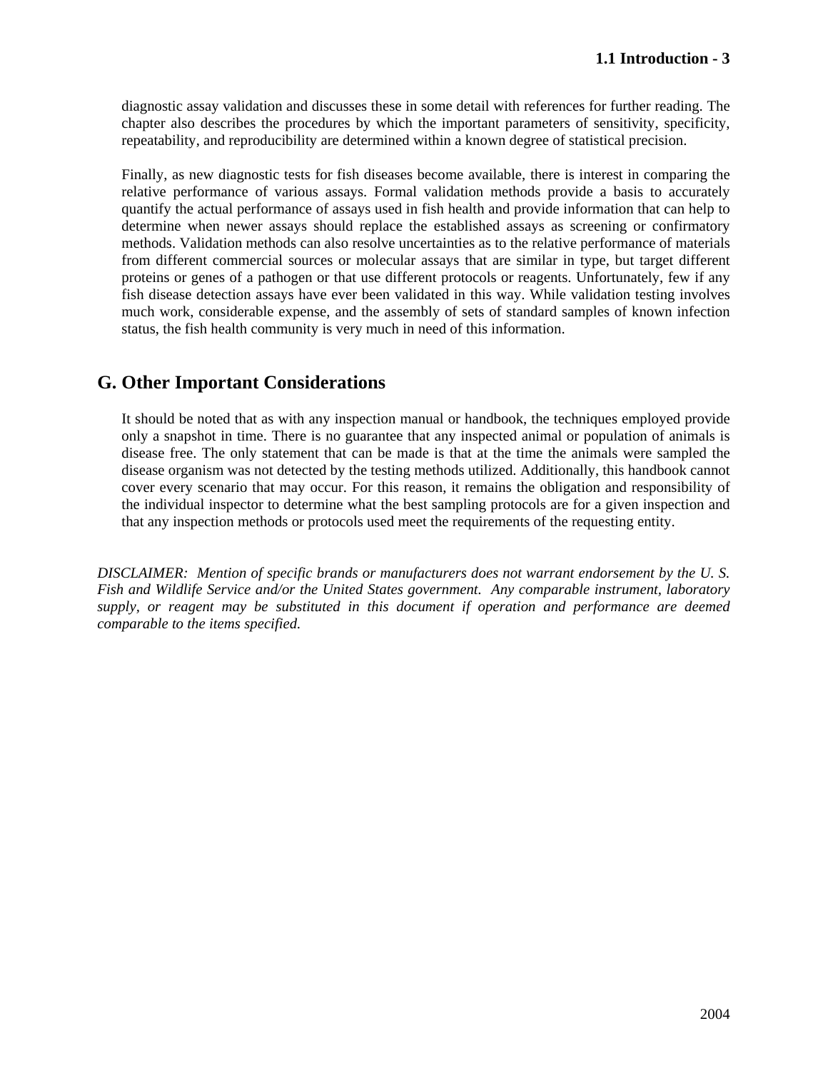diagnostic assay validation and discusses these in some detail with references for further reading. The chapter also describes the procedures by which the important parameters of sensitivity, specificity, repeatability, and reproducibility are determined within a known degree of statistical precision.

Finally, as new diagnostic tests for fish diseases become available, there is interest in comparing the relative performance of various assays. Formal validation methods provide a basis to accurately quantify the actual performance of assays used in fish health and provide information that can help to determine when newer assays should replace the established assays as screening or confirmatory methods. Validation methods can also resolve uncertainties as to the relative performance of materials from different commercial sources or molecular assays that are similar in type, but target different proteins or genes of a pathogen or that use different protocols or reagents. Unfortunately, few if any fish disease detection assays have ever been validated in this way. While validation testing involves much work, considerable expense, and the assembly of sets of standard samples of known infection status, the fish health community is very much in need of this information.

## G. Other Important Considerations

It should be noted that as with any inspection manual or handbook, the techniques employed provide only a snapshot in time. There is no guarantee that any inspected animal or population of animals is disease free. The only statement that can be made is that at the time the animals were sampled the disease organism was not detected by the testing methods utilized. Additionally, this handbook cannot cover every scenario that may occur. For this reason, it remains the obligation and responsibility of the individual inspector to determine what the best sampling protocols are for a given inspection and that any inspection methods or protocols used meet the requirements of the requesting entity.

*DISCLAIMER: Mention of specific brands or manufacturers does not warrant endorsement by the U. S. Fish and Wildlife Service and/or the United States government. Any comparable instrument, laboratory supply, or reagent may be substituted in this document if operation and performance are deemed comparable to the items specified.*